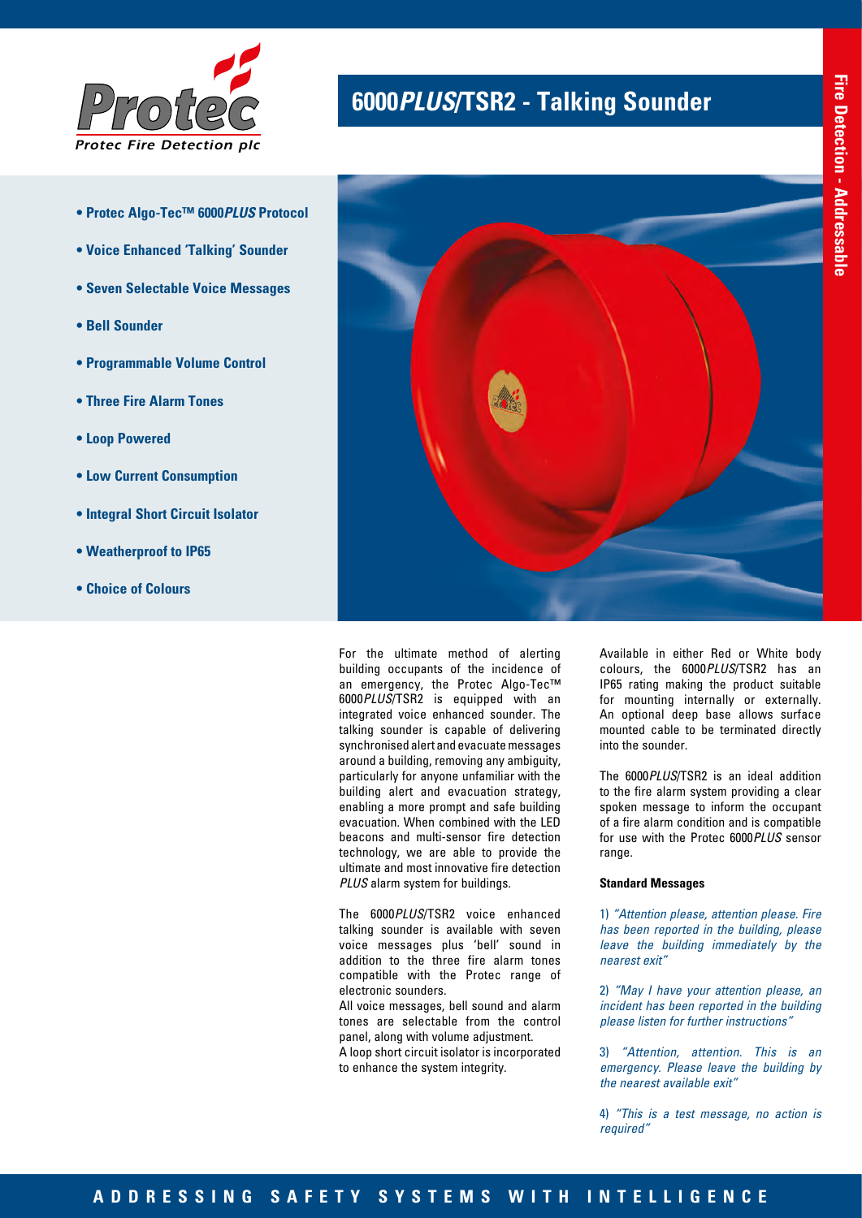Protec Fire Detection plc

# 6000*PLUS*/TSR2 - Talking Sounder

Fire Detection - Addressable

- **Protec Algo-Tec™ 6000*PLUS* Protocol**
- **Voice Enhanced 'Talking' Sounder**
- **Seven Selectable Voice Messages**
- **Bell Sounder**
- **Programmable Volume Control**
- **Three Fire Alarm Tones**
- **Loop Powered**
- **Low Current Consumption**
- **Integral Short Circuit Isolator**
- **Weatherproof to IP65**
- **Choice of Colours**

For the ultimate method of alerting building occupants of the incidence of an emergency, the Protec Algo-Tec™ 6000*PLUS*/TSR2 is equipped with an integrated voice enhanced sounder. The talking sounder is capable of delivering synchronised alert and evacuate messages around a building, removing any ambiguity, particularly for anyone unfamiliar with the building alert and evacuation strategy, enabling a more prompt and safe building evacuation. When combined with the LED beacons and multi-sensor fire detection technology, we are able to provide the ultimate and most innovative fire detection *PLUS* alarm system for buildings.

The 6000*PLUS*/TSR2 voice enhanced talking sounder is available with seven voice messages plus 'bell' sound in addition to the three fire alarm tones compatible with the Protec range of electronic sounders.
All voice messages, bell sound and alarm tones are selectable from the control panel, along with volume adjustment.
A loop short circuit isolator is incorporated to enhance the system integrity.

Available in either Red or White body colours, the 6000*PLUS*/TSR2 has an IP65 rating making the product suitable for mounting internally or externally. An optional deep base allows surface mounted cable to be terminated directly into the sounder.

The 6000*PLUS*/TSR2 is an ideal addition to the fire alarm system providing a clear spoken message to inform the occupant of a fire alarm condition and is compatible for use with the Protec 6000*PLUS* sensor range.

**Standard Messages**

1) *"Attention please, attention please. Fire has been reported in the building, please leave the building immediately by the nearest exit"*

2) *"May I have your attention please, an incident has been reported in the building please listen for further instructions"*

3) *"Attention, attention. This is an emergency. Please leave the building by the nearest available exit"*

4) *"This is a test message, no action is required"*

ADDRESSING SAFETY SYSTEMS WITH INTELLIGENCE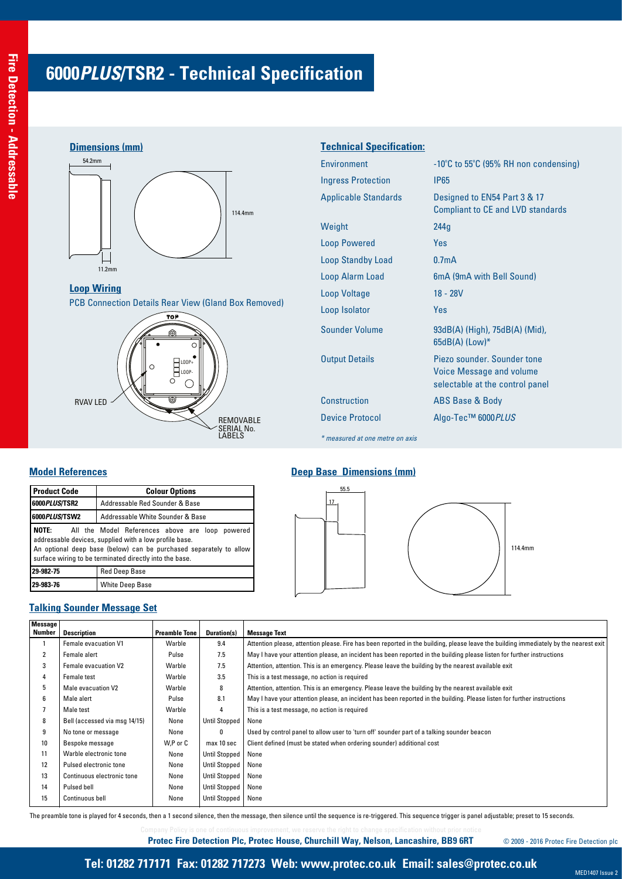# 6000*PLUS*/TSR2 - Technical Specification

## Dimensions (mm)

54.2mm

114.4mm

11.2mm

## Loop Wiring

PCB Connection Details Rear View (Gland Box Removed)

TOP

LOOP+

LOOP-

RVAV LED

REMOVABLE SERIAL No. LABELS

## Technical Specification:

| | |
|---|---|
| Environment | -10°C to 55°C (95% RH non condensing) |
| Ingress Protection | IP65 |
| Applicable Standards | Designed to EN54 Part 3 & 17<br>Compliant to CE and LVD standards |
| Weight | 244g |
| Loop Powered | Yes |
| Loop Standby Load | 0.7mA |
| Loop Alarm Load | 6mA (9mA with Bell Sound) |
| Loop Voltage | 18 - 28V |
| Loop Isolator | Yes |
| Sounder Volume | 93dB(A) (High), 75dB(A) (Mid), 65dB(A) (Low)* |
| Output Details | Piezo sounder. Sounder tone Voice Message and volume selectable at the control panel |
| Construction | ABS Base & Body |
| Device Protocol | Algo-Tec™ 6000*PLUS* |

*\* measured at one metre on axis*

## Model References

| Product Code | Colour Options |
|---|---|
| 6000*PLUS*/TSR2 | Addressable Red Sounder & Base |
| 6000*PLUS*/TSW2 | Addressable White Sounder & Base |
| **NOTE:** All the Model References above are loop powered addressable devices, supplied with a low profile base. An optional deep base (below) can be purchased separately to allow surface wiring to be terminated directly into the base. | |
| 29-982-75 | Red Deep Base |
| 29-983-76 | White Deep Base |

## Deep Base Dimensions (mm)

55.5

17

114.4mm

## Talking Sounder Message Set

| Message Number | Description | Preamble Tone | Duration(s) | Message Text |
|---|---|---|---|---|
| 1 | Female evacuation V1 | Warble | 9.4 | Attention please, attention please. Fire has been reported in the building, please leave the building immediately by the nearest exit |
| 2 | Female alert | Pulse | 7.5 | May I have your attention please, an incident has been reported in the building please listen for further instructions |
| 3 | Female evacuation V2 | Warble | 7.5 | Attention, attention. This is an emergency. Please leave the building by the nearest available exit |
| 4 | Female test | Warble | 3.5 | This is a test message, no action is required |
| 5 | Male evacuation V2 | Warble | 8 | Attention, attention. This is an emergency. Please leave the building by the nearest available exit |
| 6 | Male alert | Pulse | 8.1 | May I have your attention please, an incident has been reported in the building. Please listen for further instructions |
| 7 | Male test | Warble | 4 | This is a test message, no action is required |
| 8 | Bell (accessed via msg 14/15) | None | Until Stopped | None |
| 9 | No tone or message | None | 0 | Used by control panel to allow user to 'turn off' sounder part of a talking sounder beacon |
| 10 | Bespoke message | W,P or C | max 10 sec | Client defined (must be stated when ordering sounder) additional cost |
| 11 | Warble electronic tone | None | Until Stopped | None |
| 12 | Pulsed electronic tone | None | Until Stopped | None |
| 13 | Continuous electronic tone | None | Until Stopped | None |
| 14 | Pulsed bell | None | Until Stopped | None |
| 15 | Continuous bell | None | Until Stopped | None |

The preamble tone is played for 4 seconds, then a 1 second silence, then the message, then silence until the sequence is re-triggered. This sequence trigger is panel adjustable; preset to 15 seconds.

Company Policy is one of continuous improvement, we reserve the right to change specification without prior notice

**Protec Fire Detection Plc, Protec House, Churchill Way, Nelson, Lancashire, BB9 6RT** © 2009 - 2016 Protec Fire Detection plc

**Tel: 01282 717171 Fax: 01282 717273 Web: www.protec.co.uk Email: sales@protec.co.uk**

MED1407 Issue 2